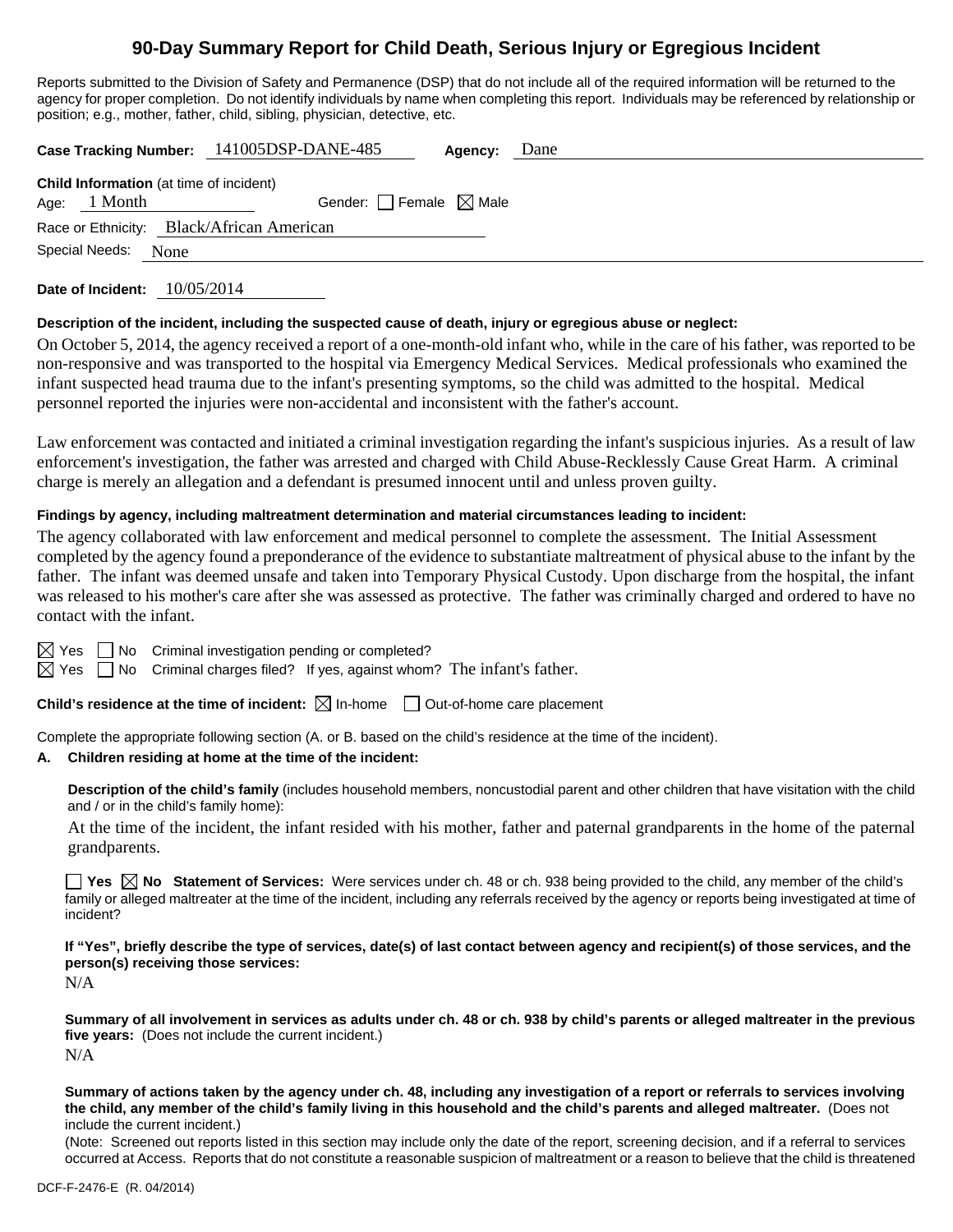# 90-Day Summary Report for Child Death, Serious Injury or Egregious Incident

Reports submitted to the Division of Safety and Permanence (DSP) that do not include all of the required information will be returned to the agency for proper completion. Do not identify individuals by name when completing this report. Individuals may be referenced by relationship or position; e.g., mother, father, child, sibling, physician, detective, etc.

**Case Tracking Number:** 141005DSP-DANE-485 **Agency:** Dane

**Child Information** (at time of incident)
Age: 1 Month Gender: ☐ Female ☒ Male
Race or Ethnicity: Black/African American
Special Needs: None

**Date of Incident:** 10/05/2014

**Description of the incident, including the suspected cause of death, injury or egregious abuse or neglect:**

On October 5, 2014, the agency received a report of a one-month-old infant who, while in the care of his father, was reported to be non-responsive and was transported to the hospital via Emergency Medical Services. Medical professionals who examined the infant suspected head trauma due to the infant's presenting symptoms, so the child was admitted to the hospital. Medical personnel reported the injuries were non-accidental and inconsistent with the father's account.

Law enforcement was contacted and initiated a criminal investigation regarding the infant's suspicious injuries. As a result of law enforcement's investigation, the father was arrested and charged with Child Abuse-Recklessly Cause Great Harm. A criminal charge is merely an allegation and a defendant is presumed innocent until and unless proven guilty.

**Findings by agency, including maltreatment determination and material circumstances leading to incident:**

The agency collaborated with law enforcement and medical personnel to complete the assessment. The Initial Assessment completed by the agency found a preponderance of the evidence to substantiate maltreatment of physical abuse to the infant by the father. The infant was deemed unsafe and taken into Temporary Physical Custody. Upon discharge from the hospital, the infant was released to his mother's care after she was assessed as protective. The father was criminally charged and ordered to have no contact with the infant.

☒ Yes ☐ No Criminal investigation pending or completed?
☒ Yes ☐ No Criminal charges filed? If yes, against whom? The infant's father.

**Child's residence at the time of incident:** ☒ In-home ☐ Out-of-home care placement

Complete the appropriate following section (A. or B. based on the child's residence at the time of the incident).

**A. Children residing at home at the time of the incident:**

**Description of the child's family** (includes household members, noncustodial parent and other children that have visitation with the child and / or in the child's family home):

At the time of the incident, the infant resided with his mother, father and paternal grandparents in the home of the paternal grandparents.

☐ **Yes** ☒ **No Statement of Services:** Were services under ch. 48 or ch. 938 being provided to the child, any member of the child's family or alleged maltreater at the time of the incident, including any referrals received by the agency or reports being investigated at time of incident?

**If "Yes", briefly describe the type of services, date(s) of last contact between agency and recipient(s) of those services, and the person(s) receiving those services:**

N/A

**Summary of all involvement in services as adults under ch. 48 or ch. 938 by child's parents or alleged maltreater in the previous five years:** (Does not include the current incident.)

N/A

**Summary of actions taken by the agency under ch. 48, including any investigation of a report or referrals to services involving the child, any member of the child's family living in this household and the child's parents and alleged maltreater.** (Does not include the current incident.)

(Note: Screened out reports listed in this section may include only the date of the report, screening decision, and if a referral to services occurred at Access. Reports that do not constitute a reasonable suspicion of maltreatment or a reason to believe that the child is threatened

DCF-F-2476-E (R. 04/2014)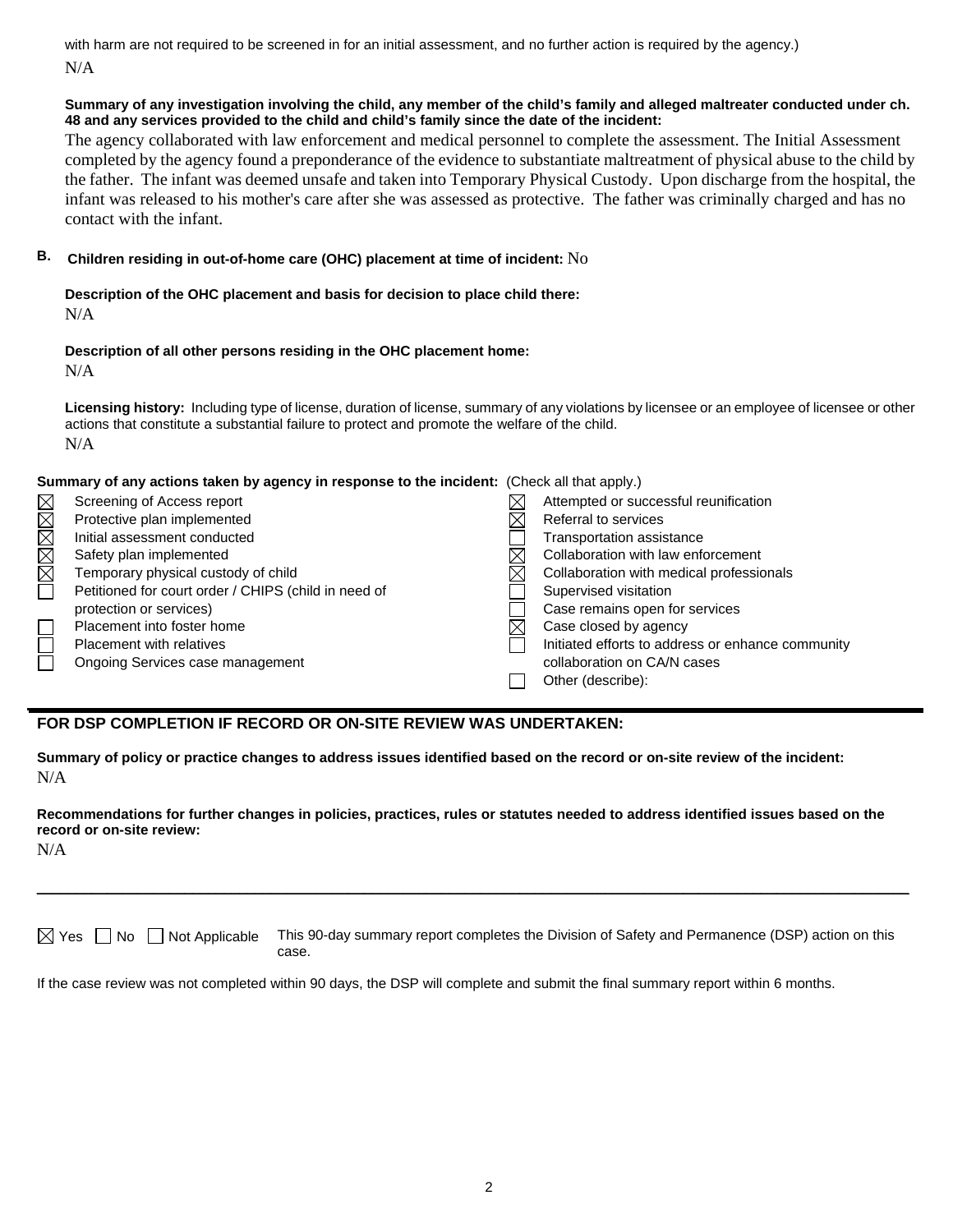with harm are not required to be screened in for an initial assessment, and no further action is required by the agency.)

N/A

**Summary of any investigation involving the child, any member of the child's family and alleged maltreater conducted under ch. 48 and any services provided to the child and child's family since the date of the incident:**

The agency collaborated with law enforcement and medical personnel to complete the assessment. The Initial Assessment completed by the agency found a preponderance of the evidence to substantiate maltreatment of physical abuse to the child by the father. The infant was deemed unsafe and taken into Temporary Physical Custody. Upon discharge from the hospital, the infant was released to his mother's care after she was assessed as protective. The father was criminally charged and has no contact with the infant.

**B. Children residing in out-of-home care (OHC) placement at time of incident:** No

**Description of the OHC placement and basis for decision to place child there:**

N/A

**Description of all other persons residing in the OHC placement home:**

N/A

**Licensing history:** Including type of license, duration of license, summary of any violations by licensee or an employee of licensee or other actions that constitute a substantial failure to protect and promote the welfare of the child.

N/A

**Summary of any actions taken by agency in response to the incident:** (Check all that apply.)

- [x] Screening of Access report
- [x] Protective plan implemented
- [x] Initial assessment conducted
- [x] Safety plan implemented
- [x] Temporary physical custody of child
- [ ] Petitioned for court order / CHIPS (child in need of protection or services)
- [ ] Placement into foster home
- [ ] Placement with relatives
- [ ] Ongoing Services case management
- [x] Attempted or successful reunification
- [x] Referral to services
- [ ] Transportation assistance
- [x] Collaboration with law enforcement
- [x] Collaboration with medical professionals
- [ ] Supervised visitation
- [ ] Case remains open for services
- [x] Case closed by agency
- [ ] Initiated efforts to address or enhance community collaboration on CA/N cases
- [ ] Other (describe):

## FOR DSP COMPLETION IF RECORD OR ON-SITE REVIEW WAS UNDERTAKEN:

**Summary of policy or practice changes to address issues identified based on the record or on-site review of the incident:**

N/A

**Recommendations for further changes in policies, practices, rules or statutes needed to address identified issues based on the record or on-site review:**

N/A

---

[x] Yes [ ] No [ ] Not Applicable This 90-day summary report completes the Division of Safety and Permanence (DSP) action on this case.

If the case review was not completed within 90 days, the DSP will complete and submit the final summary report within 6 months.